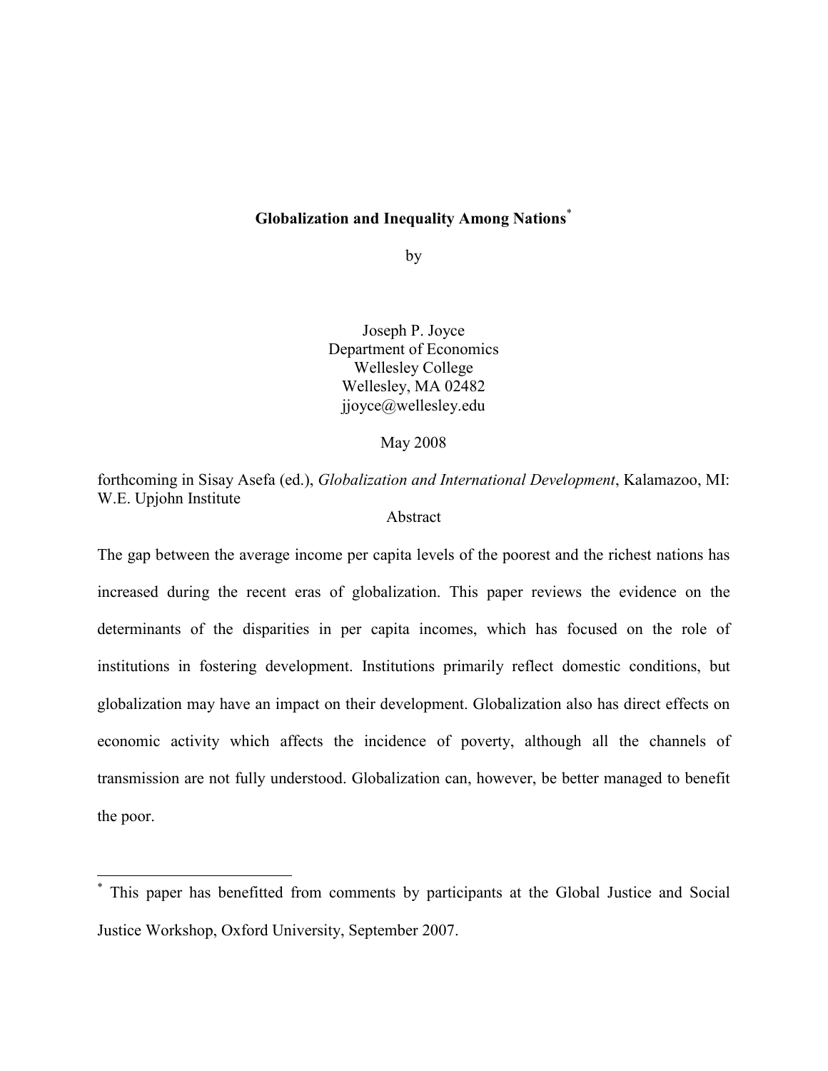# Globalization and Inequality Among Nations[*]

by

Joseph P. Joyce
Department of Economics
Wellesley College
Wellesley, MA 02482
jjoyce@wellesley.edu

May 2008

forthcoming in Sisay Asefa (ed.), *Globalization and International Development*, Kalamazoo, MI: W.E. Upjohn Institute

## Abstract

The gap between the average income per capita levels of the poorest and the richest nations has increased during the recent eras of globalization. This paper reviews the evidence on the determinants of the disparities in per capita incomes, which has focused on the role of institutions in fostering development. Institutions primarily reflect domestic conditions, but globalization may have an impact on their development. Globalization also has direct effects on economic activity which affects the incidence of poverty, although all the channels of transmission are not fully understood. Globalization can, however, be better managed to benefit the poor.

---

[*] This paper has benefitted from comments by participants at the Global Justice and Social Justice Workshop, Oxford University, September 2007.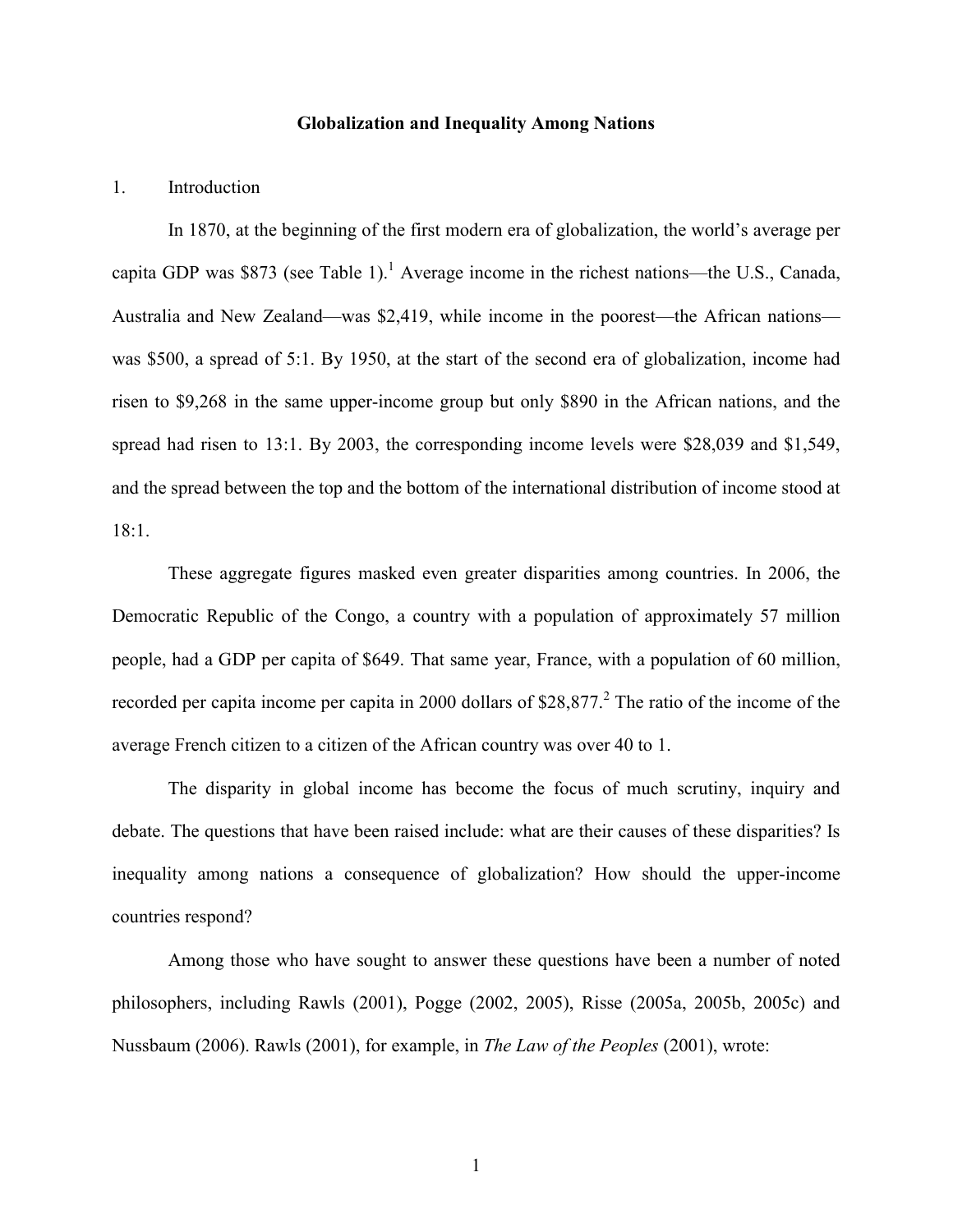**Globalization and Inequality Among Nations**

## 1. Introduction

In 1870, at the beginning of the first modern era of globalization, the world's average per capita GDP was $873 (see Table 1).[1] Average income in the richest nations—the U.S., Canada, Australia and New Zealand—was $2,419, while income in the poorest—the African nations—was $500, a spread of 5:1. By 1950, at the start of the second era of globalization, income had risen to $9,268 in the same upper-income group but only $890 in the African nations, and the spread had risen to 13:1. By 2003, the corresponding income levels were $28,039 and $1,549, and the spread between the top and the bottom of the international distribution of income stood at 18:1.

These aggregate figures masked even greater disparities among countries. In 2006, the Democratic Republic of the Congo, a country with a population of approximately 57 million people, had a GDP per capita of $649. That same year, France, with a population of 60 million, recorded per capita income per capita in 2000 dollars of $28,877.[2] The ratio of the income of the average French citizen to a citizen of the African country was over 40 to 1.

The disparity in global income has become the focus of much scrutiny, inquiry and debate. The questions that have been raised include: what are their causes of these disparities? Is inequality among nations a consequence of globalization? How should the upper-income countries respond?

Among those who have sought to answer these questions have been a number of noted philosophers, including Rawls (2001), Pogge (2002, 2005), Risse (2005a, 2005b, 2005c) and Nussbaum (2006). Rawls (2001), for example, in *The Law of the Peoples* (2001), wrote: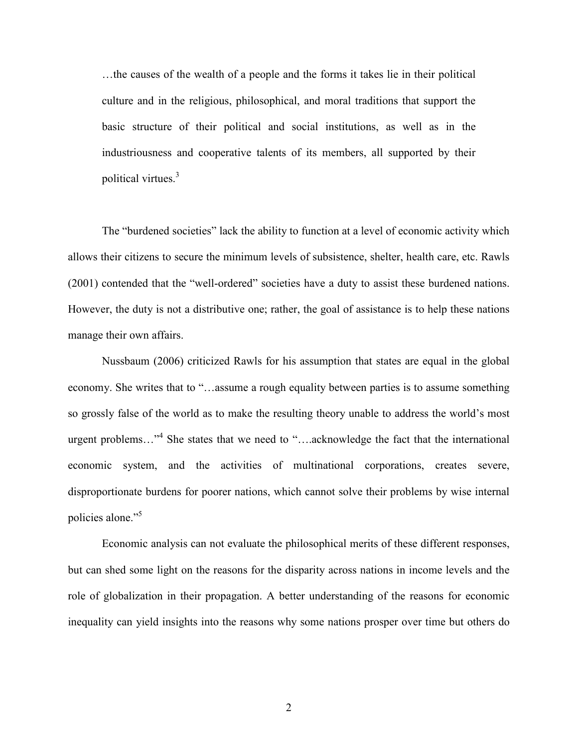> …the causes of the wealth of a people and the forms it takes lie in their political culture and in the religious, philosophical, and moral traditions that support the basic structure of their political and social institutions, as well as in the industriousness and cooperative talents of its members, all supported by their political virtues.[3]

The "burdened societies" lack the ability to function at a level of economic activity which allows their citizens to secure the minimum levels of subsistence, shelter, health care, etc. Rawls (2001) contended that the "well-ordered" societies have a duty to assist these burdened nations. However, the duty is not a distributive one; rather, the goal of assistance is to help these nations manage their own affairs.

Nussbaum (2006) criticized Rawls for his assumption that states are equal in the global economy. She writes that to "…assume a rough equality between parties is to assume something so grossly false of the world as to make the resulting theory unable to address the world's most urgent problems…"[4] She states that we need to "….acknowledge the fact that the international economic system, and the activities of multinational corporations, creates severe, disproportionate burdens for poorer nations, which cannot solve their problems by wise internal policies alone."[5]

Economic analysis can not evaluate the philosophical merits of these different responses, but can shed some light on the reasons for the disparity across nations in income levels and the role of globalization in their propagation. A better understanding of the reasons for economic inequality can yield insights into the reasons why some nations prosper over time but others do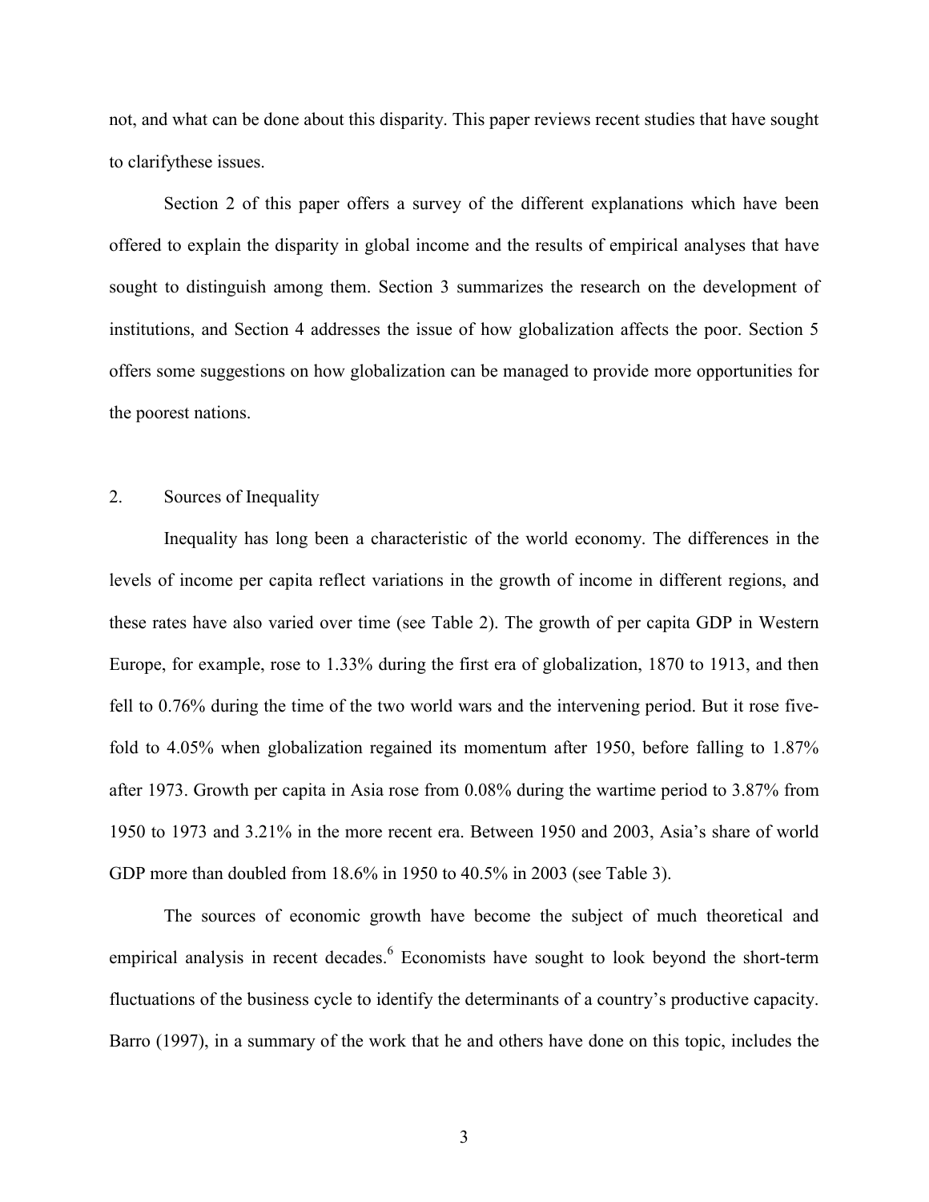not, and what can be done about this disparity. This paper reviews recent studies that have sought to clarifythese issues.

Section 2 of this paper offers a survey of the different explanations which have been offered to explain the disparity in global income and the results of empirical analyses that have sought to distinguish among them. Section 3 summarizes the research on the development of institutions, and Section 4 addresses the issue of how globalization affects the poor. Section 5 offers some suggestions on how globalization can be managed to provide more opportunities for the poorest nations.

## 2. Sources of Inequality

Inequality has long been a characteristic of the world economy. The differences in the levels of income per capita reflect variations in the growth of income in different regions, and these rates have also varied over time (see Table 2). The growth of per capita GDP in Western Europe, for example, rose to 1.33% during the first era of globalization, 1870 to 1913, and then fell to 0.76% during the time of the two world wars and the intervening period. But it rose five-fold to 4.05% when globalization regained its momentum after 1950, before falling to 1.87% after 1973. Growth per capita in Asia rose from 0.08% during the wartime period to 3.87% from 1950 to 1973 and 3.21% in the more recent era. Between 1950 and 2003, Asia's share of world GDP more than doubled from 18.6% in 1950 to 40.5% in 2003 (see Table 3).

The sources of economic growth have become the subject of much theoretical and empirical analysis in recent decades.[6] Economists have sought to look beyond the short-term fluctuations of the business cycle to identify the determinants of a country's productive capacity. Barro (1997), in a summary of the work that he and others have done on this topic, includes the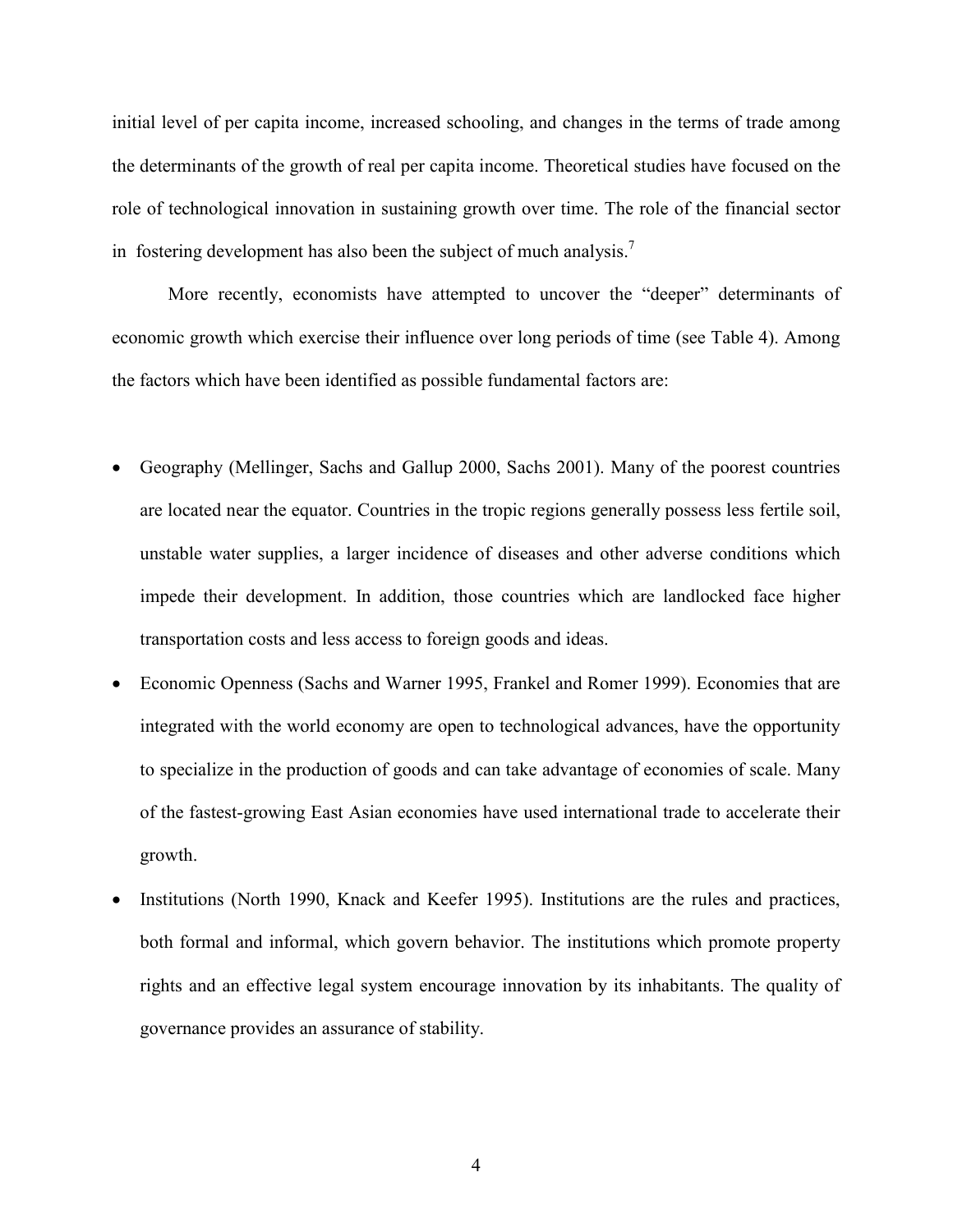initial level of per capita income, increased schooling, and changes in the terms of trade among the determinants of the growth of real per capita income. Theoretical studies have focused on the role of technological innovation in sustaining growth over time. The role of the financial sector in fostering development has also been the subject of much analysis.[7]

More recently, economists have attempted to uncover the "deeper" determinants of economic growth which exercise their influence over long periods of time (see Table 4). Among the factors which have been identified as possible fundamental factors are:

- Geography (Mellinger, Sachs and Gallup 2000, Sachs 2001). Many of the poorest countries are located near the equator. Countries in the tropic regions generally possess less fertile soil, unstable water supplies, a larger incidence of diseases and other adverse conditions which impede their development. In addition, those countries which are landlocked face higher transportation costs and less access to foreign goods and ideas.
- Economic Openness (Sachs and Warner 1995, Frankel and Romer 1999). Economies that are integrated with the world economy are open to technological advances, have the opportunity to specialize in the production of goods and can take advantage of economies of scale. Many of the fastest-growing East Asian economies have used international trade to accelerate their growth.
- Institutions (North 1990, Knack and Keefer 1995). Institutions are the rules and practices, both formal and informal, which govern behavior. The institutions which promote property rights and an effective legal system encourage innovation by its inhabitants. The quality of governance provides an assurance of stability.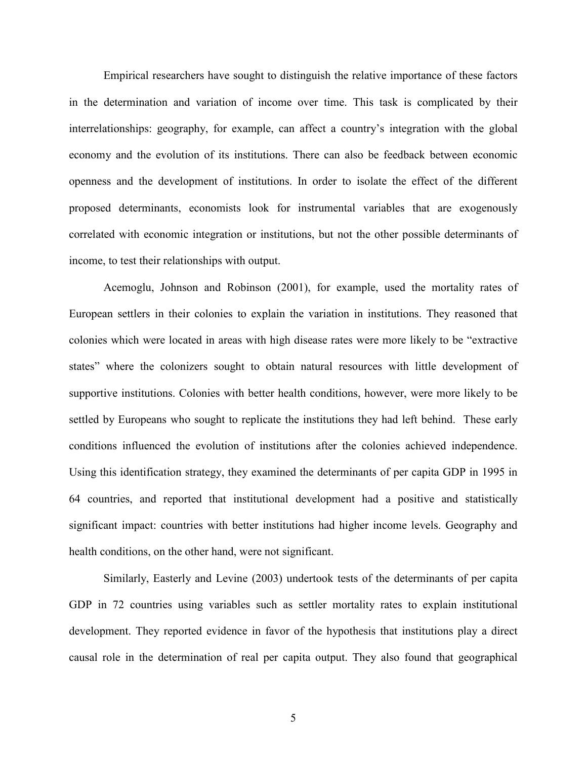Empirical researchers have sought to distinguish the relative importance of these factors in the determination and variation of income over time. This task is complicated by their interrelationships: geography, for example, can affect a country's integration with the global economy and the evolution of its institutions. There can also be feedback between economic openness and the development of institutions. In order to isolate the effect of the different proposed determinants, economists look for instrumental variables that are exogenously correlated with economic integration or institutions, but not the other possible determinants of income, to test their relationships with output.

Acemoglu, Johnson and Robinson (2001), for example, used the mortality rates of European settlers in their colonies to explain the variation in institutions. They reasoned that colonies which were located in areas with high disease rates were more likely to be "extractive states" where the colonizers sought to obtain natural resources with little development of supportive institutions. Colonies with better health conditions, however, were more likely to be settled by Europeans who sought to replicate the institutions they had left behind. These early conditions influenced the evolution of institutions after the colonies achieved independence. Using this identification strategy, they examined the determinants of per capita GDP in 1995 in 64 countries, and reported that institutional development had a positive and statistically significant impact: countries with better institutions had higher income levels. Geography and health conditions, on the other hand, were not significant.

Similarly, Easterly and Levine (2003) undertook tests of the determinants of per capita GDP in 72 countries using variables such as settler mortality rates to explain institutional development. They reported evidence in favor of the hypothesis that institutions play a direct causal role in the determination of real per capita output. They also found that geographical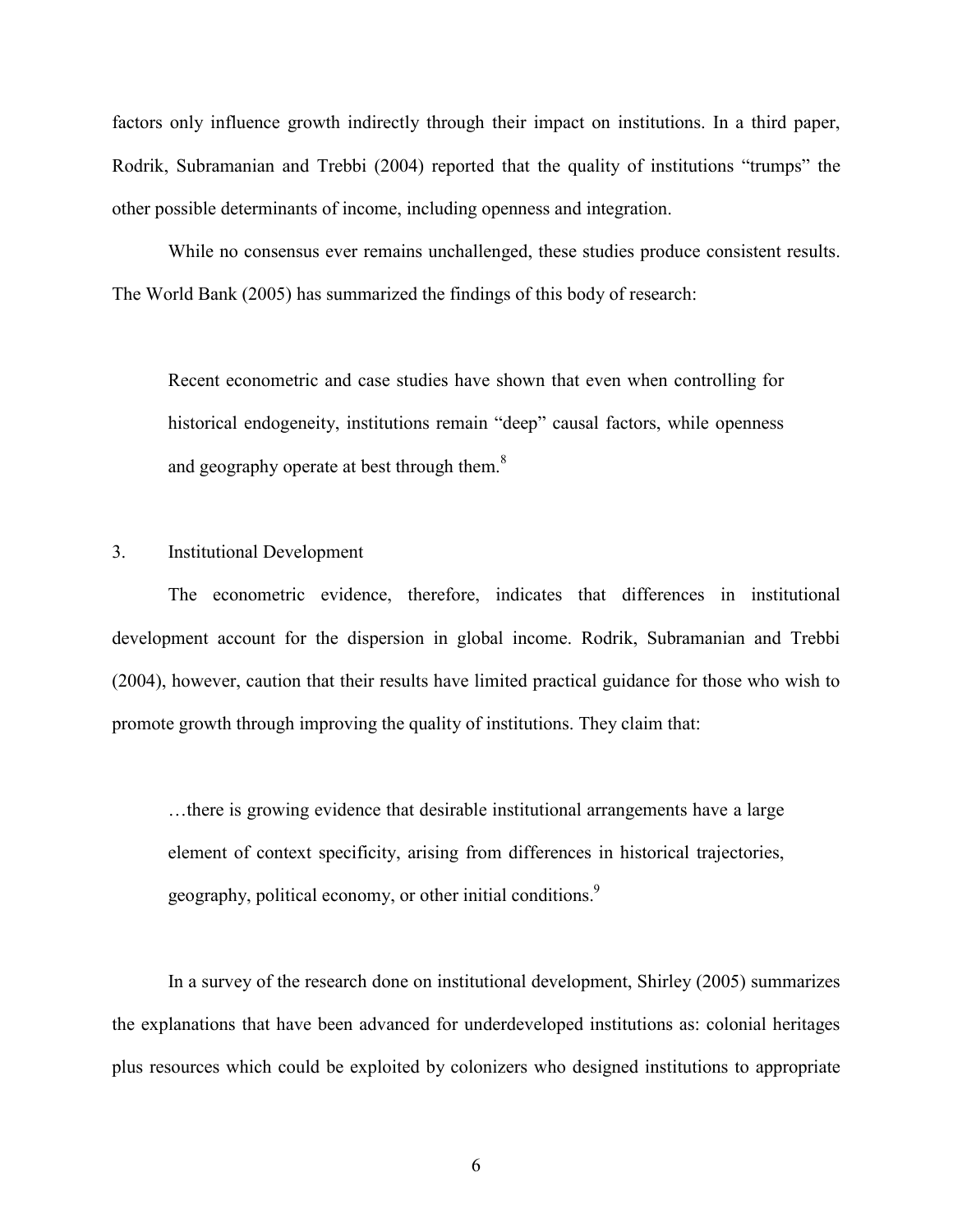factors only influence growth indirectly through their impact on institutions. In a third paper, Rodrik, Subramanian and Trebbi (2004) reported that the quality of institutions "trumps" the other possible determinants of income, including openness and integration.

While no consensus ever remains unchallenged, these studies produce consistent results. The World Bank (2005) has summarized the findings of this body of research:

> Recent econometric and case studies have shown that even when controlling for historical endogeneity, institutions remain "deep" causal factors, while openness and geography operate at best through them.[8]

## 3. Institutional Development

The econometric evidence, therefore, indicates that differences in institutional development account for the dispersion in global income. Rodrik, Subramanian and Trebbi (2004), however, caution that their results have limited practical guidance for those who wish to promote growth through improving the quality of institutions. They claim that:

> …there is growing evidence that desirable institutional arrangements have a large element of context specificity, arising from differences in historical trajectories, geography, political economy, or other initial conditions.[9]

In a survey of the research done on institutional development, Shirley (2005) summarizes the explanations that have been advanced for underdeveloped institutions as: colonial heritages plus resources which could be exploited by colonizers who designed institutions to appropriate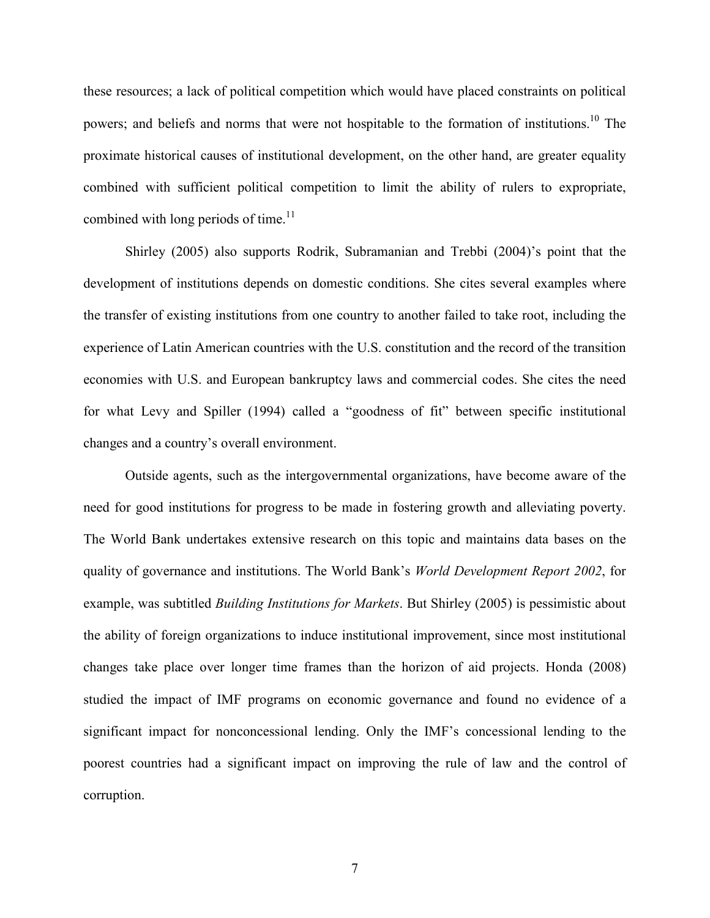these resources; a lack of political competition which would have placed constraints on political powers; and beliefs and norms that were not hospitable to the formation of institutions.[10] The proximate historical causes of institutional development, on the other hand, are greater equality combined with sufficient political competition to limit the ability of rulers to expropriate, combined with long periods of time.[11]

Shirley (2005) also supports Rodrik, Subramanian and Trebbi (2004)'s point that the development of institutions depends on domestic conditions. She cites several examples where the transfer of existing institutions from one country to another failed to take root, including the experience of Latin American countries with the U.S. constitution and the record of the transition economies with U.S. and European bankruptcy laws and commercial codes. She cites the need for what Levy and Spiller (1994) called a "goodness of fit" between specific institutional changes and a country's overall environment.

Outside agents, such as the intergovernmental organizations, have become aware of the need for good institutions for progress to be made in fostering growth and alleviating poverty. The World Bank undertakes extensive research on this topic and maintains data bases on the quality of governance and institutions. The World Bank's *World Development Report 2002*, for example, was subtitled *Building Institutions for Markets*. But Shirley (2005) is pessimistic about the ability of foreign organizations to induce institutional improvement, since most institutional changes take place over longer time frames than the horizon of aid projects. Honda (2008) studied the impact of IMF programs on economic governance and found no evidence of a significant impact for nonconcessional lending. Only the IMF's concessional lending to the poorest countries had a significant impact on improving the rule of law and the control of corruption.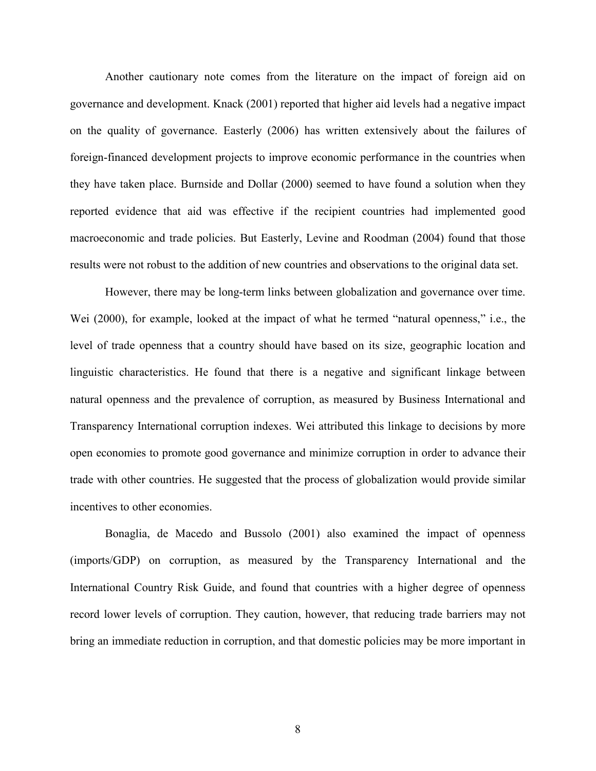Another cautionary note comes from the literature on the impact of foreign aid on governance and development. Knack (2001) reported that higher aid levels had a negative impact on the quality of governance. Easterly (2006) has written extensively about the failures of foreign-financed development projects to improve economic performance in the countries when they have taken place. Burnside and Dollar (2000) seemed to have found a solution when they reported evidence that aid was effective if the recipient countries had implemented good macroeconomic and trade policies. But Easterly, Levine and Roodman (2004) found that those results were not robust to the addition of new countries and observations to the original data set.

However, there may be long-term links between globalization and governance over time. Wei (2000), for example, looked at the impact of what he termed "natural openness," i.e., the level of trade openness that a country should have based on its size, geographic location and linguistic characteristics. He found that there is a negative and significant linkage between natural openness and the prevalence of corruption, as measured by Business International and Transparency International corruption indexes. Wei attributed this linkage to decisions by more open economies to promote good governance and minimize corruption in order to advance their trade with other countries. He suggested that the process of globalization would provide similar incentives to other economies.

Bonaglia, de Macedo and Bussolo (2001) also examined the impact of openness (imports/GDP) on corruption, as measured by the Transparency International and the International Country Risk Guide, and found that countries with a higher degree of openness record lower levels of corruption. They caution, however, that reducing trade barriers may not bring an immediate reduction in corruption, and that domestic policies may be more important in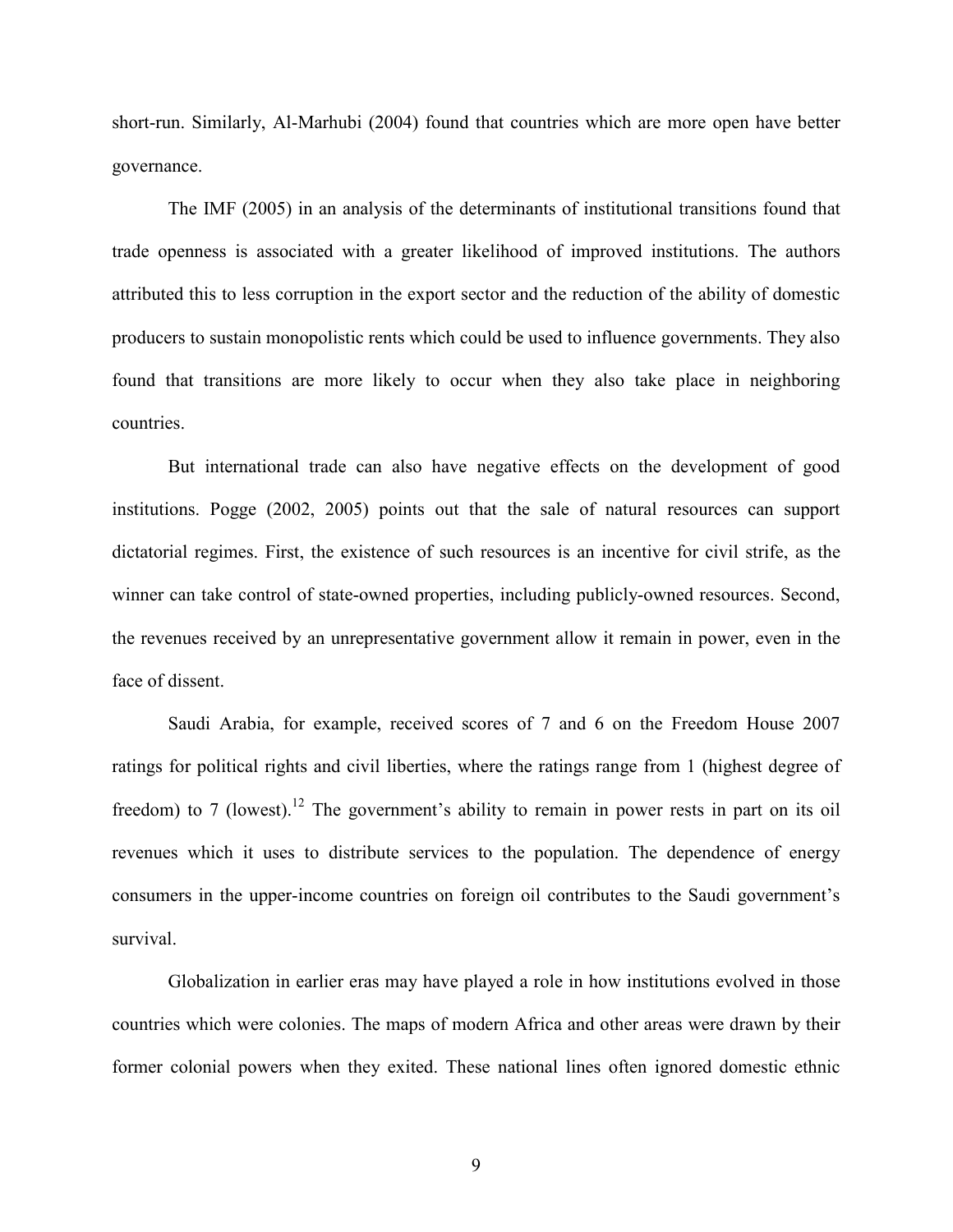short-run. Similarly, Al-Marhubi (2004) found that countries which are more open have better governance.

The IMF (2005) in an analysis of the determinants of institutional transitions found that trade openness is associated with a greater likelihood of improved institutions. The authors attributed this to less corruption in the export sector and the reduction of the ability of domestic producers to sustain monopolistic rents which could be used to influence governments. They also found that transitions are more likely to occur when they also take place in neighboring countries.

But international trade can also have negative effects on the development of good institutions. Pogge (2002, 2005) points out that the sale of natural resources can support dictatorial regimes. First, the existence of such resources is an incentive for civil strife, as the winner can take control of state-owned properties, including publicly-owned resources. Second, the revenues received by an unrepresentative government allow it remain in power, even in the face of dissent.

Saudi Arabia, for example, received scores of 7 and 6 on the Freedom House 2007 ratings for political rights and civil liberties, where the ratings range from 1 (highest degree of freedom) to 7 (lowest).[12] The government's ability to remain in power rests in part on its oil revenues which it uses to distribute services to the population. The dependence of energy consumers in the upper-income countries on foreign oil contributes to the Saudi government's survival.

Globalization in earlier eras may have played a role in how institutions evolved in those countries which were colonies. The maps of modern Africa and other areas were drawn by their former colonial powers when they exited. These national lines often ignored domestic ethnic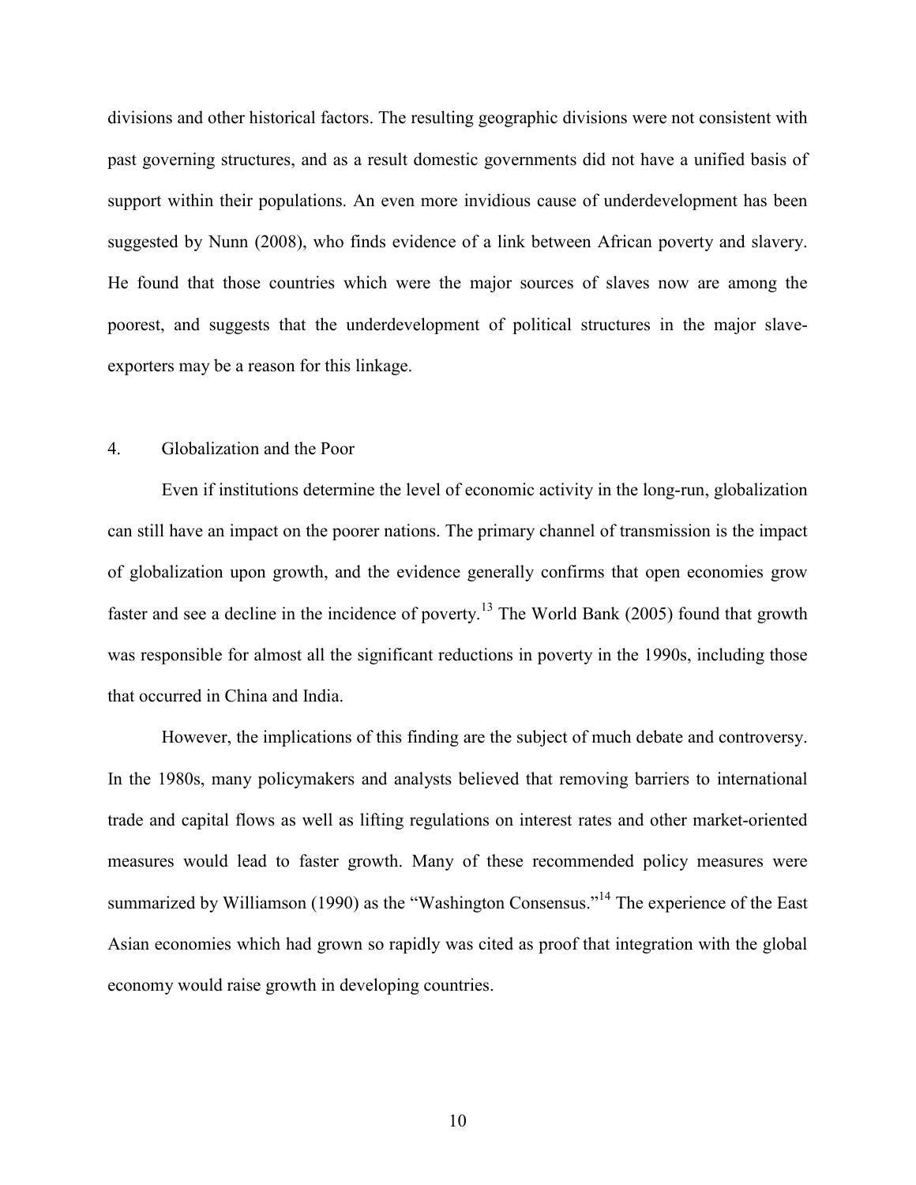divisions and other historical factors. The resulting geographic divisions were not consistent with past governing structures, and as a result domestic governments did not have a unified basis of support within their populations. An even more invidious cause of underdevelopment has been suggested by Nunn (2008), who finds evidence of a link between African poverty and slavery. He found that those countries which were the major sources of slaves now are among the poorest, and suggests that the underdevelopment of political structures in the major slave-exporters may be a reason for this linkage.

## 4. Globalization and the Poor

Even if institutions determine the level of economic activity in the long-run, globalization can still have an impact on the poorer nations. The primary channel of transmission is the impact of globalization upon growth, and the evidence generally confirms that open economies grow faster and see a decline in the incidence of poverty.[13] The World Bank (2005) found that growth was responsible for almost all the significant reductions in poverty in the 1990s, including those that occurred in China and India.

However, the implications of this finding are the subject of much debate and controversy. In the 1980s, many policymakers and analysts believed that removing barriers to international trade and capital flows as well as lifting regulations on interest rates and other market-oriented measures would lead to faster growth. Many of these recommended policy measures were summarized by Williamson (1990) as the "Washington Consensus."[14] The experience of the East Asian economies which had grown so rapidly was cited as proof that integration with the global economy would raise growth in developing countries.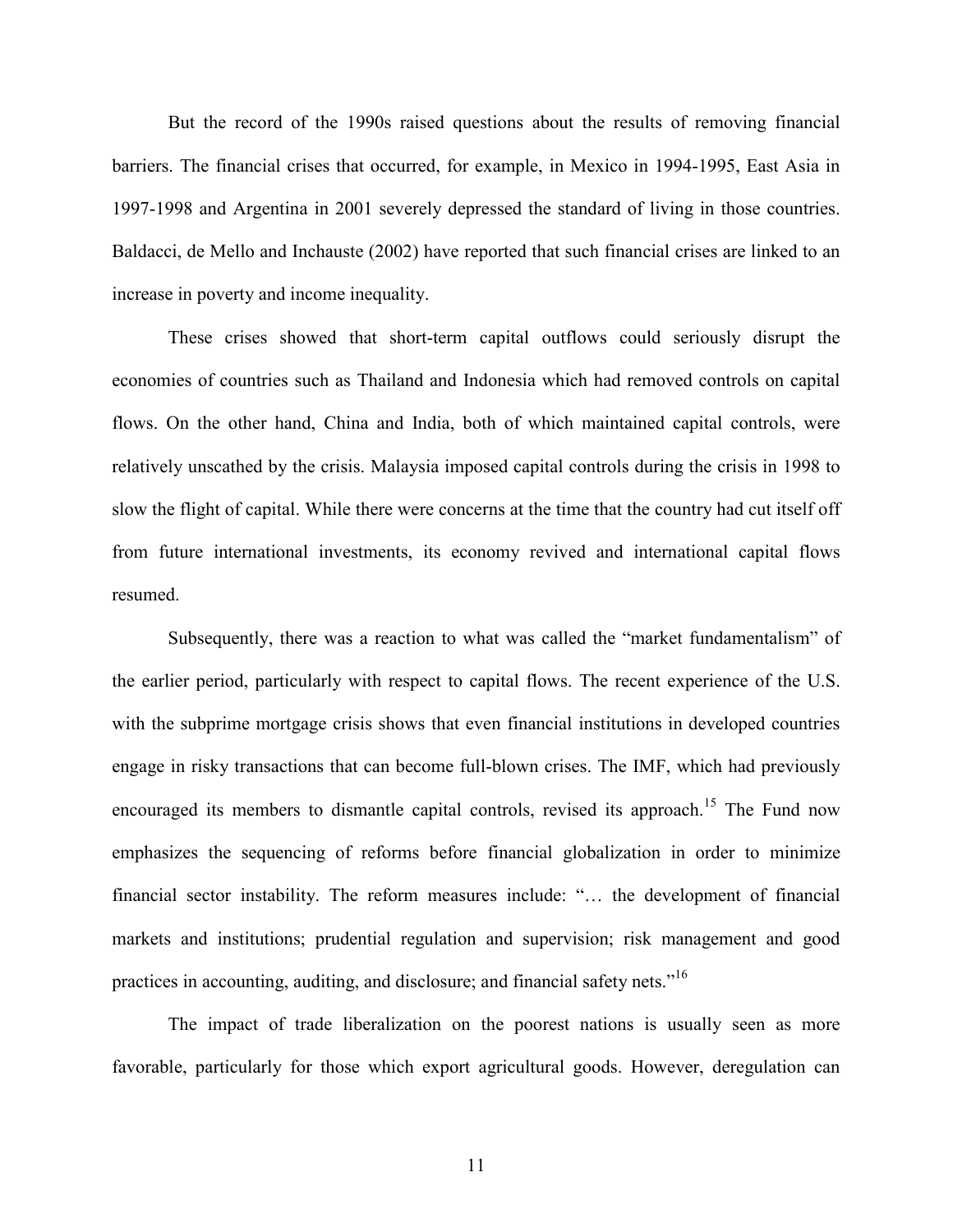But the record of the 1990s raised questions about the results of removing financial barriers. The financial crises that occurred, for example, in Mexico in 1994-1995, East Asia in 1997-1998 and Argentina in 2001 severely depressed the standard of living in those countries. Baldacci, de Mello and Inchauste (2002) have reported that such financial crises are linked to an increase in poverty and income inequality.

These crises showed that short-term capital outflows could seriously disrupt the economies of countries such as Thailand and Indonesia which had removed controls on capital flows. On the other hand, China and India, both of which maintained capital controls, were relatively unscathed by the crisis. Malaysia imposed capital controls during the crisis in 1998 to slow the flight of capital. While there were concerns at the time that the country had cut itself off from future international investments, its economy revived and international capital flows resumed.

Subsequently, there was a reaction to what was called the "market fundamentalism" of the earlier period, particularly with respect to capital flows. The recent experience of the U.S. with the subprime mortgage crisis shows that even financial institutions in developed countries engage in risky transactions that can become full-blown crises. The IMF, which had previously encouraged its members to dismantle capital controls, revised its approach.[15] The Fund now emphasizes the sequencing of reforms before financial globalization in order to minimize financial sector instability. The reform measures include: "… the development of financial markets and institutions; prudential regulation and supervision; risk management and good practices in accounting, auditing, and disclosure; and financial safety nets."[16]

The impact of trade liberalization on the poorest nations is usually seen as more favorable, particularly for those which export agricultural goods. However, deregulation can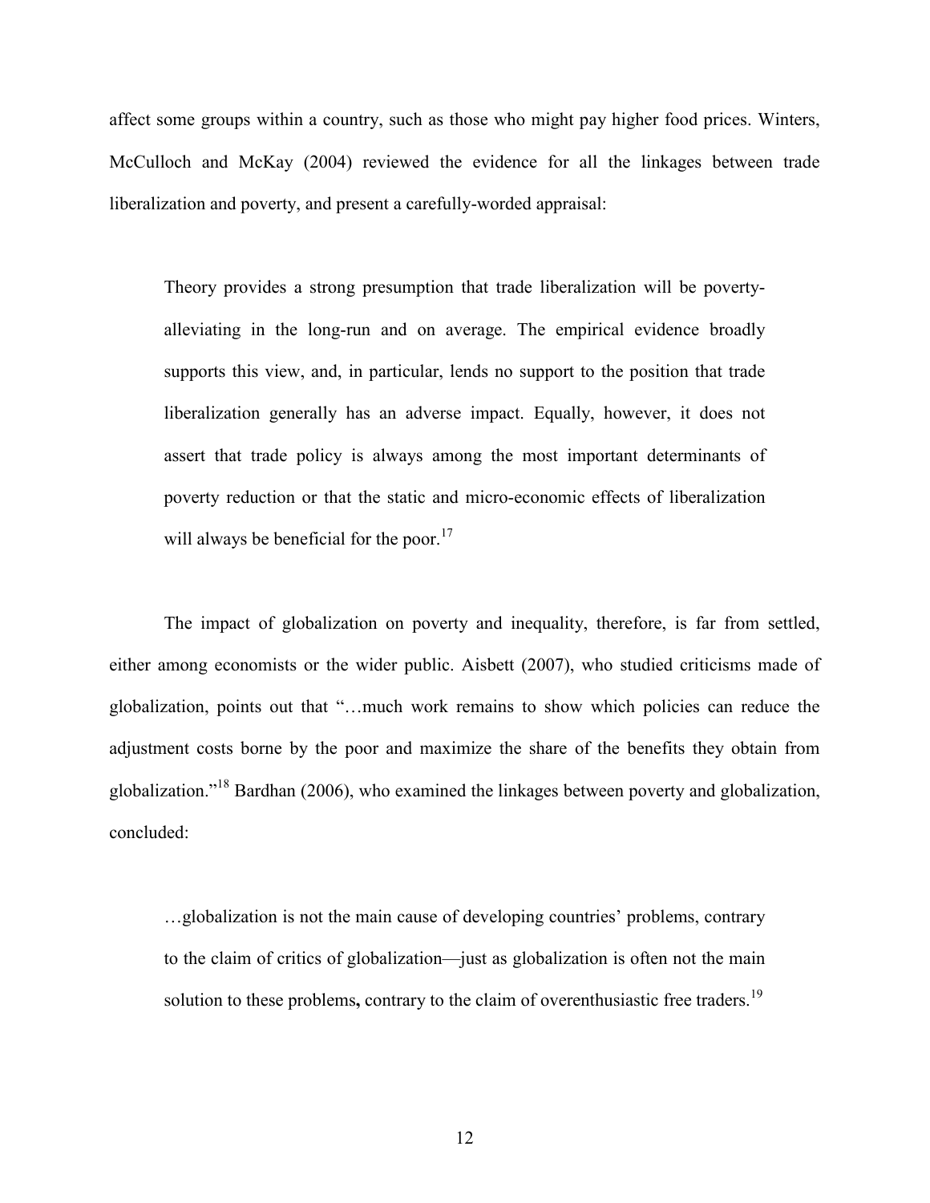affect some groups within a country, such as those who might pay higher food prices. Winters, McCulloch and McKay (2004) reviewed the evidence for all the linkages between trade liberalization and poverty, and present a carefully-worded appraisal:

> Theory provides a strong presumption that trade liberalization will be poverty-alleviating in the long-run and on average. The empirical evidence broadly supports this view, and, in particular, lends no support to the position that trade liberalization generally has an adverse impact. Equally, however, it does not assert that trade policy is always among the most important determinants of poverty reduction or that the static and micro-economic effects of liberalization will always be beneficial for the poor.[17]

The impact of globalization on poverty and inequality, therefore, is far from settled, either among economists or the wider public. Aisbett (2007), who studied criticisms made of globalization, points out that "…much work remains to show which policies can reduce the adjustment costs borne by the poor and maximize the share of the benefits they obtain from globalization."[18] Bardhan (2006), who examined the linkages between poverty and globalization, concluded:

> …globalization is not the main cause of developing countries' problems, contrary to the claim of critics of globalization—just as globalization is often not the main solution to these problems**,** contrary to the claim of overenthusiastic free traders.[19]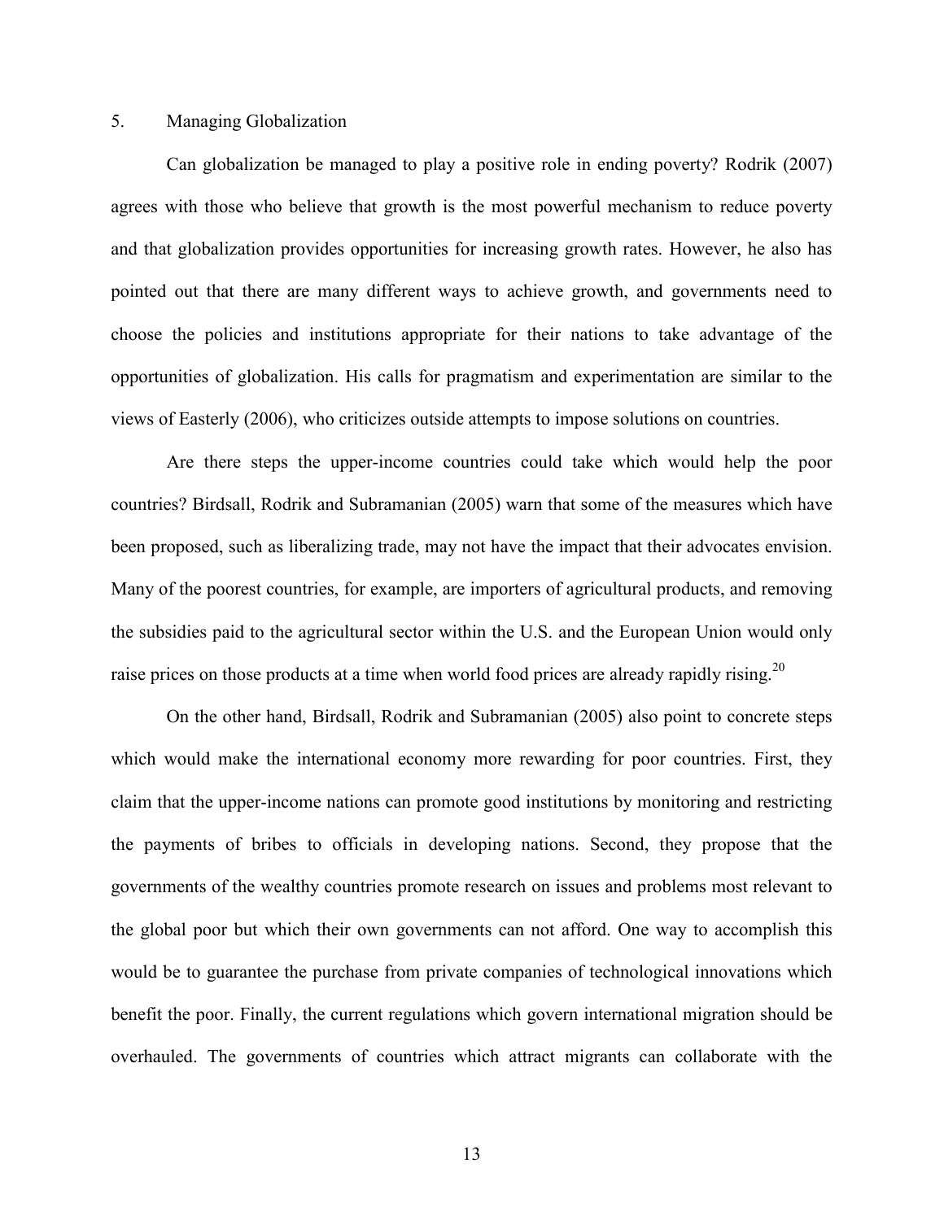## 5. Managing Globalization

Can globalization be managed to play a positive role in ending poverty? Rodrik (2007) agrees with those who believe that growth is the most powerful mechanism to reduce poverty and that globalization provides opportunities for increasing growth rates. However, he also has pointed out that there are many different ways to achieve growth, and governments need to choose the policies and institutions appropriate for their nations to take advantage of the opportunities of globalization. His calls for pragmatism and experimentation are similar to the views of Easterly (2006), who criticizes outside attempts to impose solutions on countries.

Are there steps the upper-income countries could take which would help the poor countries? Birdsall, Rodrik and Subramanian (2005) warn that some of the measures which have been proposed, such as liberalizing trade, may not have the impact that their advocates envision. Many of the poorest countries, for example, are importers of agricultural products, and removing the subsidies paid to the agricultural sector within the U.S. and the European Union would only raise prices on those products at a time when world food prices are already rapidly rising.[20]

On the other hand, Birdsall, Rodrik and Subramanian (2005) also point to concrete steps which would make the international economy more rewarding for poor countries. First, they claim that the upper-income nations can promote good institutions by monitoring and restricting the payments of bribes to officials in developing nations. Second, they propose that the governments of the wealthy countries promote research on issues and problems most relevant to the global poor but which their own governments can not afford. One way to accomplish this would be to guarantee the purchase from private companies of technological innovations which benefit the poor. Finally, the current regulations which govern international migration should be overhauled. The governments of countries which attract migrants can collaborate with the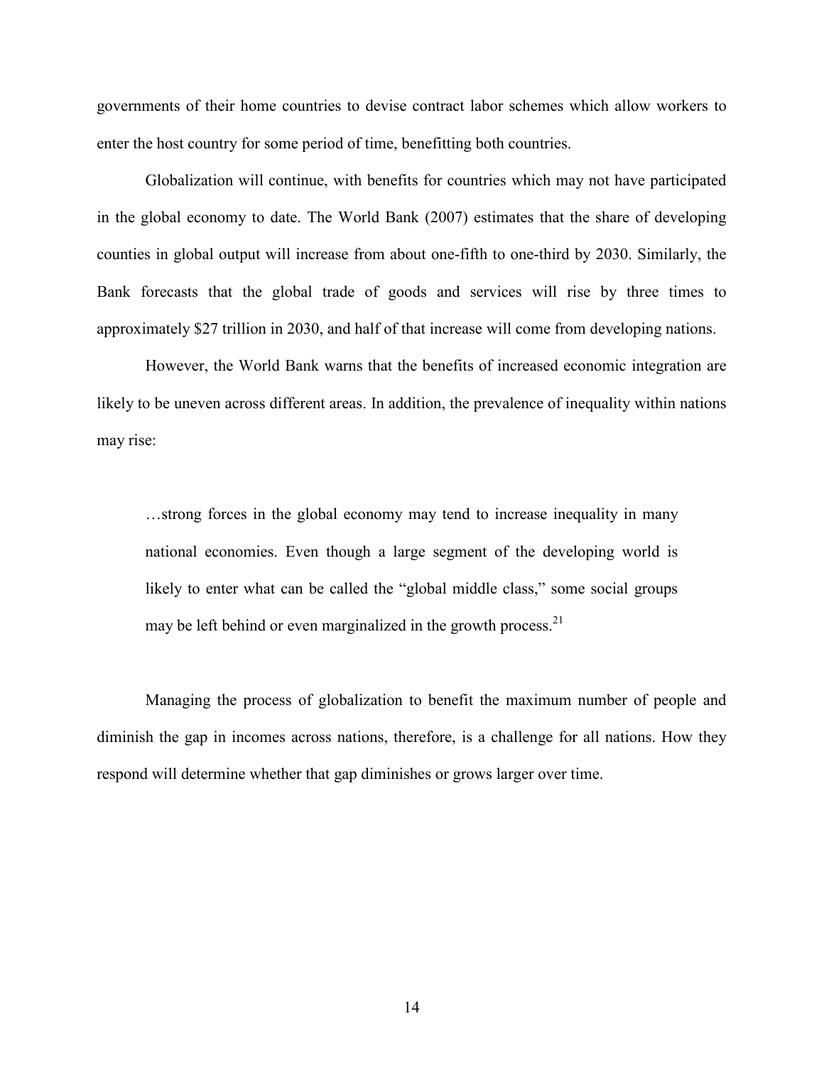governments of their home countries to devise contract labor schemes which allow workers to enter the host country for some period of time, benefitting both countries.

Globalization will continue, with benefits for countries which may not have participated in the global economy to date. The World Bank (2007) estimates that the share of developing counties in global output will increase from about one-fifth to one-third by 2030. Similarly, the Bank forecasts that the global trade of goods and services will rise by three times to approximately $27 trillion in 2030, and half of that increase will come from developing nations.

However, the World Bank warns that the benefits of increased economic integration are likely to be uneven across different areas. In addition, the prevalence of inequality within nations may rise:

> …strong forces in the global economy may tend to increase inequality in many national economies. Even though a large segment of the developing world is likely to enter what can be called the "global middle class," some social groups may be left behind or even marginalized in the growth process.[21]

Managing the process of globalization to benefit the maximum number of people and diminish the gap in incomes across nations, therefore, is a challenge for all nations. How they respond will determine whether that gap diminishes or grows larger over time.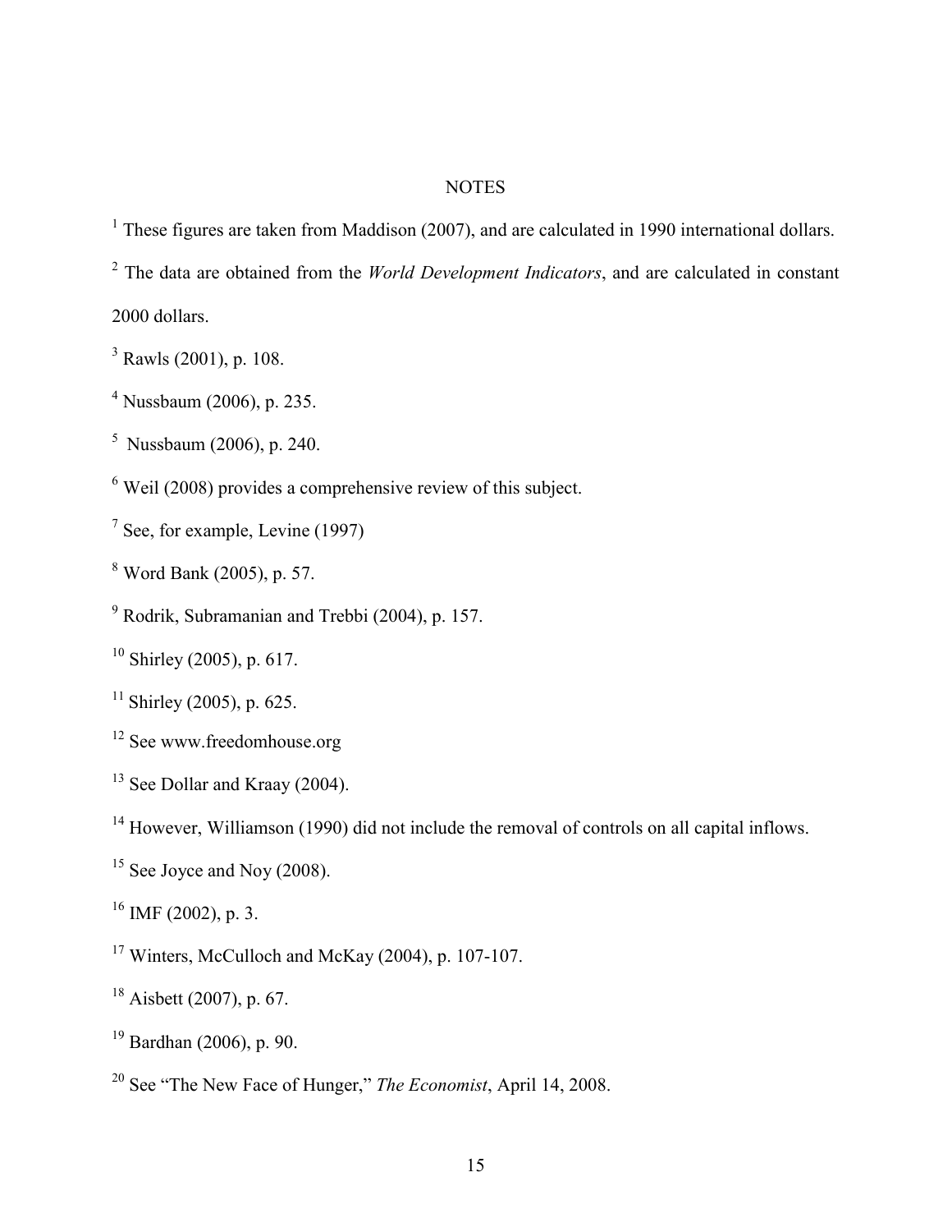# NOTES

[1] These figures are taken from Maddison (2007), and are calculated in 1990 international dollars.

[2] The data are obtained from the *World Development Indicators*, and are calculated in constant 2000 dollars.

[3] Rawls (2001), p. 108.

[4] Nussbaum (2006), p. 235.

[5] Nussbaum (2006), p. 240.

[6] Weil (2008) provides a comprehensive review of this subject.

[7] See, for example, Levine (1997)

[8] Word Bank (2005), p. 57.

[9] Rodrik, Subramanian and Trebbi (2004), p. 157.

[10] Shirley (2005), p. 617.

[11] Shirley (2005), p. 625.

[12] See www.freedomhouse.org

[13] See Dollar and Kraay (2004).

[14] However, Williamson (1990) did not include the removal of controls on all capital inflows.

[15] See Joyce and Noy (2008).

[16] IMF (2002), p. 3.

[17] Winters, McCulloch and McKay (2004), p. 107-107.

[18] Aisbett (2007), p. 67.

[19] Bardhan (2006), p. 90.

[20] See "The New Face of Hunger," *The Economist*, April 14, 2008.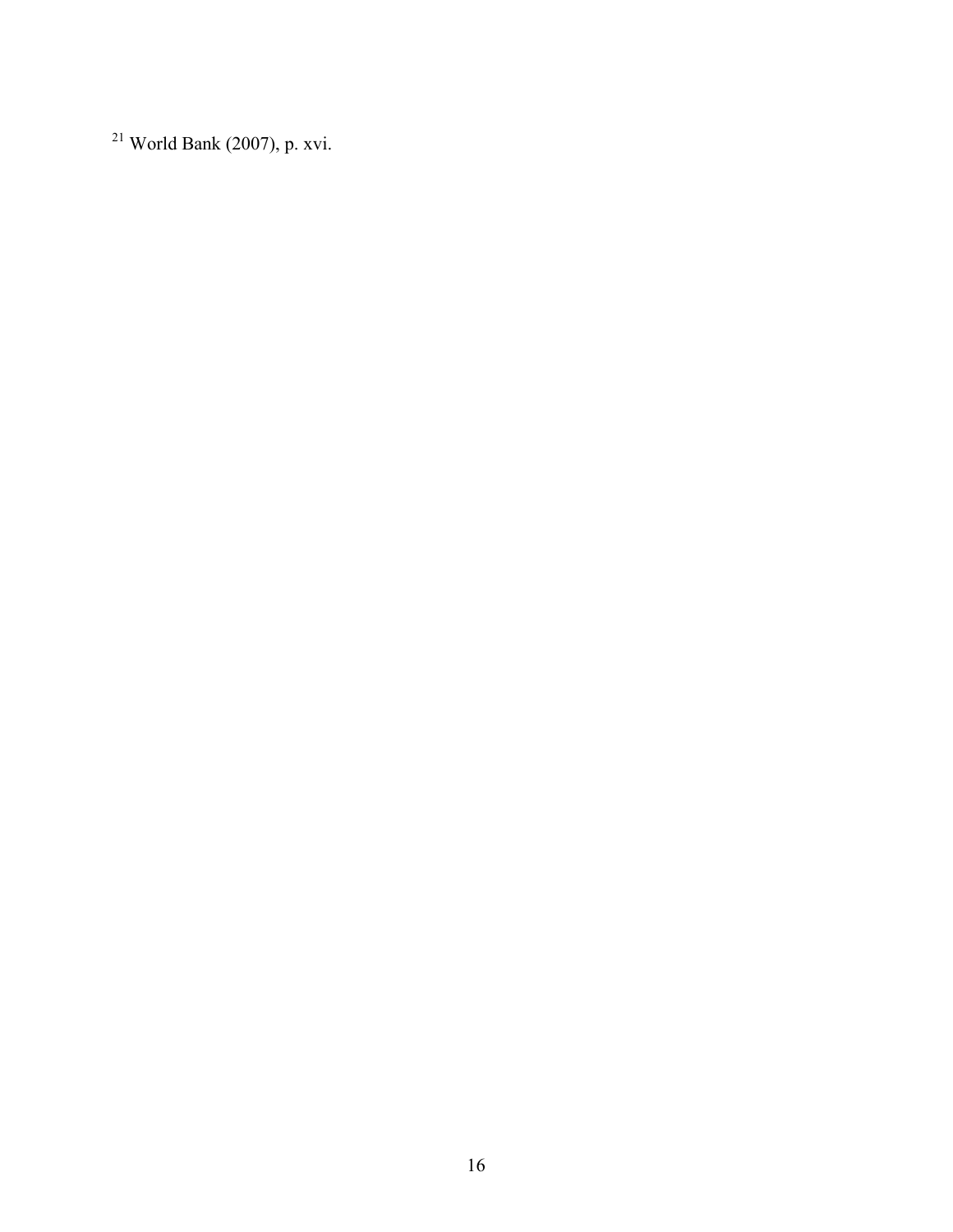[21] World Bank (2007), p. xvi.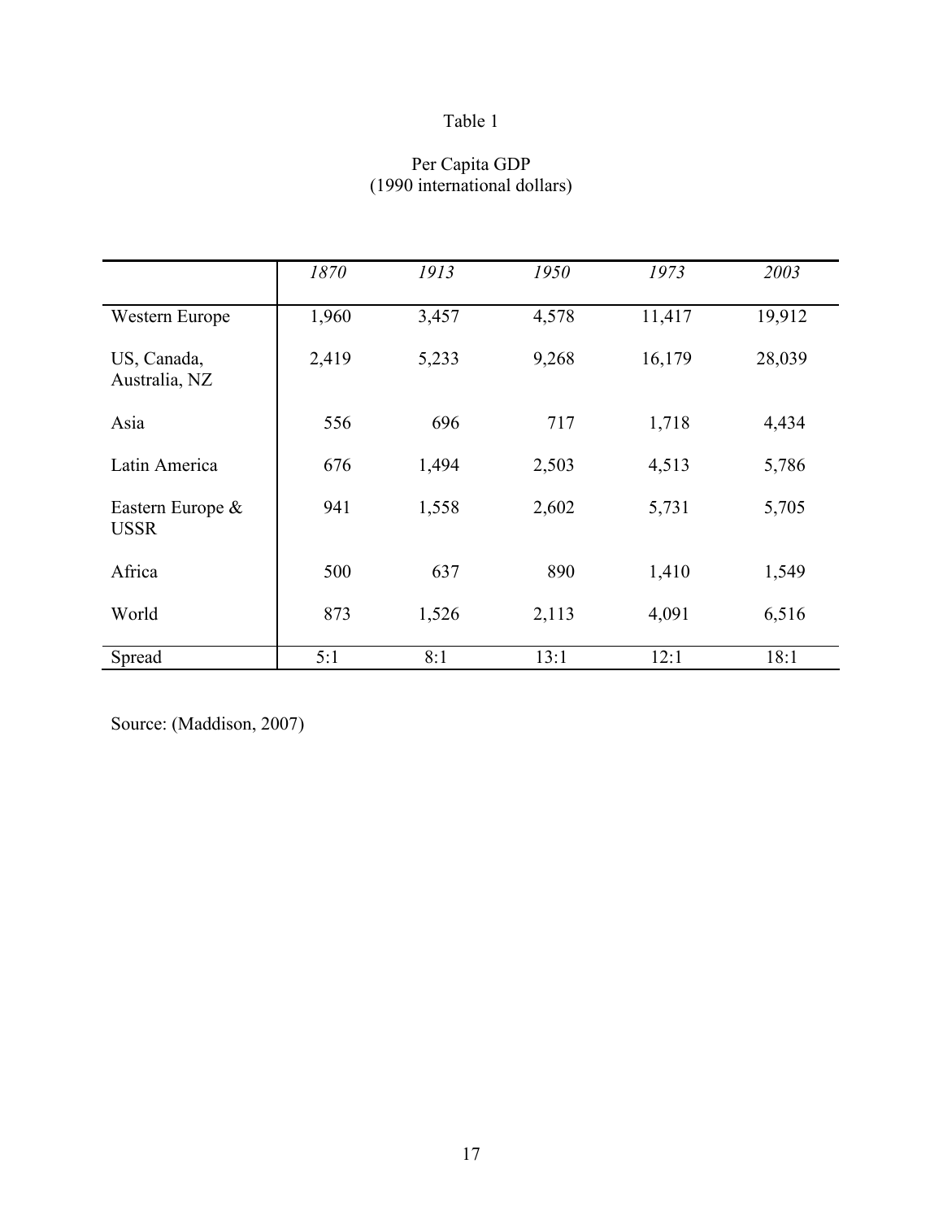Table 1

Per Capita GDP
(1990 international dollars)

| | *1870* | *1913* | *1950* | *1973* | *2003* |
|---|---|---|---|---|---|
| Western Europe | 1,960 | 3,457 | 4,578 | 11,417 | 19,912 |
| US, Canada, Australia, NZ | 2,419 | 5,233 | 9,268 | 16,179 | 28,039 |
| Asia | 556 | 696 | 717 | 1,718 | 4,434 |
| Latin America | 676 | 1,494 | 2,503 | 4,513 | 5,786 |
| Eastern Europe & USSR | 941 | 1,558 | 2,602 | 5,731 | 5,705 |
| Africa | 500 | 637 | 890 | 1,410 | 1,549 |
| World | 873 | 1,526 | 2,113 | 4,091 | 6,516 |
| Spread | 5:1 | 8:1 | 13:1 | 12:1 | 18:1 |

Source: (Maddison, 2007)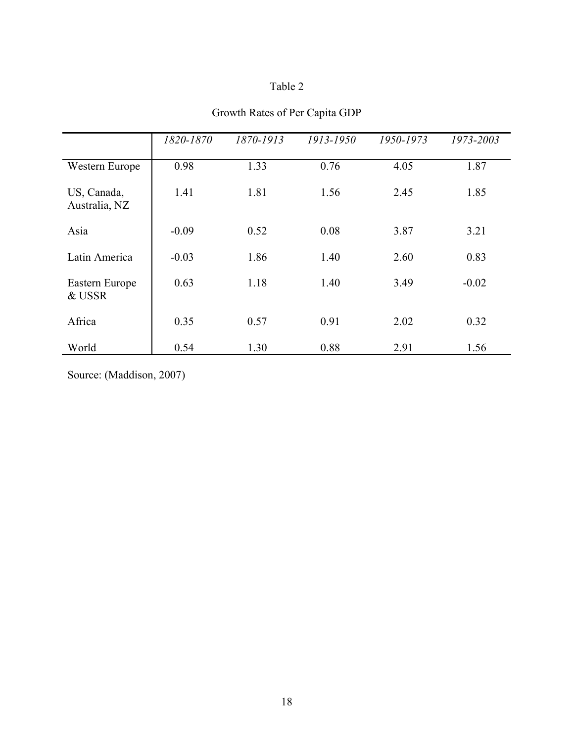Table 2

Growth Rates of Per Capita GDP

| | *1820-1870* | *1870-1913* | *1913-1950* | *1950-1973* | *1973-2003* |
|---|---|---|---|---|---|
| Western Europe | 0.98 | 1.33 | 0.76 | 4.05 | 1.87 |
| US, Canada, Australia, NZ | 1.41 | 1.81 | 1.56 | 2.45 | 1.85 |
| Asia | -0.09 | 0.52 | 0.08 | 3.87 | 3.21 |
| Latin America | -0.03 | 1.86 | 1.40 | 2.60 | 0.83 |
| Eastern Europe & USSR | 0.63 | 1.18 | 1.40 | 3.49 | -0.02 |
| Africa | 0.35 | 0.57 | 0.91 | 2.02 | 0.32 |
| World | 0.54 | 1.30 | 0.88 | 2.91 | 1.56 |

Source: (Maddison, 2007)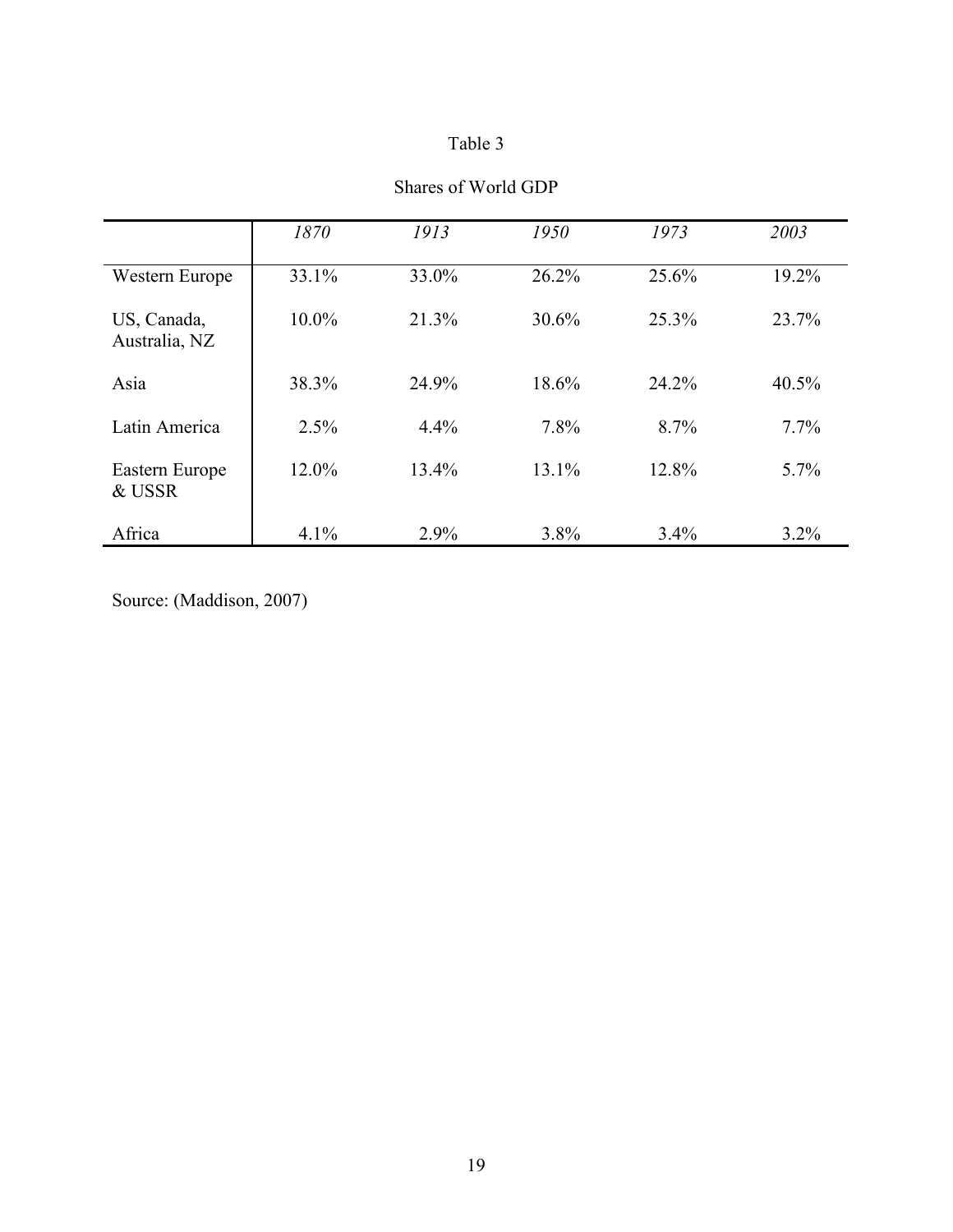Table 3

Shares of World GDP

| | *1870* | *1913* | *1950* | *1973* | *2003* |
|---|---|---|---|---|---|
| Western Europe | 33.1% | 33.0% | 26.2% | 25.6% | 19.2% |
| US, Canada, Australia, NZ | 10.0% | 21.3% | 30.6% | 25.3% | 23.7% |
| Asia | 38.3% | 24.9% | 18.6% | 24.2% | 40.5% |
| Latin America | 2.5% | 4.4% | 7.8% | 8.7% | 7.7% |
| Eastern Europe & USSR | 12.0% | 13.4% | 13.1% | 12.8% | 5.7% |
| Africa | 4.1% | 2.9% | 3.8% | 3.4% | 3.2% |

Source: (Maddison, 2007)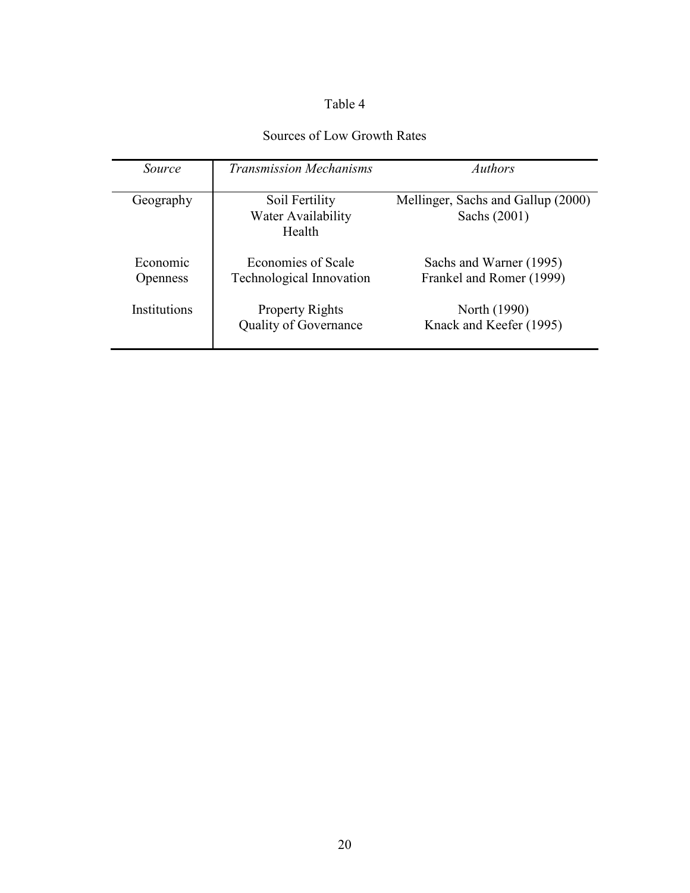Table 4

Sources of Low Growth Rates

| *Source* | *Transmission Mechanisms* | *Authors* |
|---|---|---|
| Geography | Soil Fertility<br>Water Availability<br>Health | Mellinger, Sachs and Gallup (2000)<br>Sachs (2001) |
| Economic Openness | Economies of Scale<br>Technological Innovation | Sachs and Warner (1995)<br>Frankel and Romer (1999) |
| Institutions | Property Rights<br>Quality of Governance | North (1990)<br>Knack and Keefer (1995) |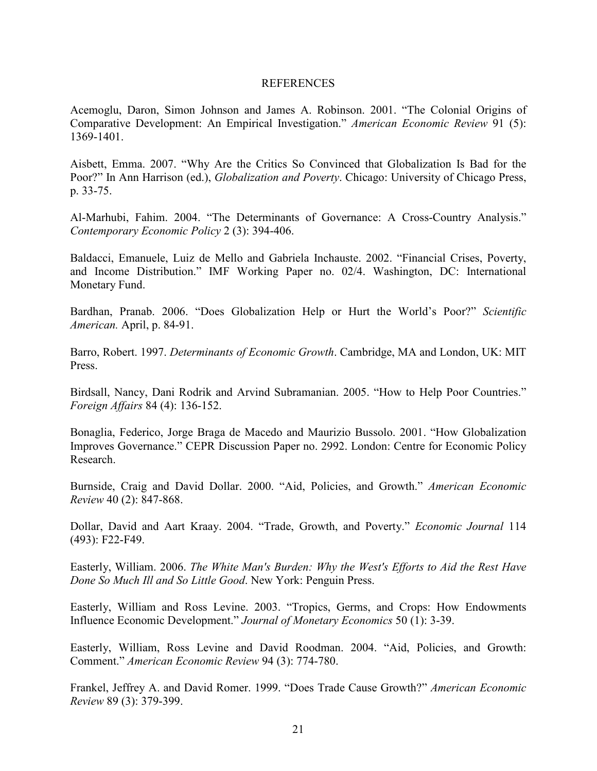# REFERENCES

Acemoglu, Daron, Simon Johnson and James A. Robinson. 2001. "The Colonial Origins of Comparative Development: An Empirical Investigation." *American Economic Review* 91 (5): 1369-1401.

Aisbett, Emma. 2007. "Why Are the Critics So Convinced that Globalization Is Bad for the Poor?" In Ann Harrison (ed.), *Globalization and Poverty*. Chicago: University of Chicago Press, p. 33-75.

Al-Marhubi, Fahim. 2004. "The Determinants of Governance: A Cross-Country Analysis." *Contemporary Economic Policy* 2 (3): 394-406.

Baldacci, Emanuele, Luiz de Mello and Gabriela Inchauste. 2002. "Financial Crises, Poverty, and Income Distribution." IMF Working Paper no. 02/4. Washington, DC: International Monetary Fund.

Bardhan, Pranab. 2006. "Does Globalization Help or Hurt the World's Poor?" *Scientific American.* April, p. 84-91.

Barro, Robert. 1997. *Determinants of Economic Growth*. Cambridge, MA and London, UK: MIT Press.

Birdsall, Nancy, Dani Rodrik and Arvind Subramanian. 2005. "How to Help Poor Countries." *Foreign Affairs* 84 (4): 136-152.

Bonaglia, Federico, Jorge Braga de Macedo and Maurizio Bussolo. 2001. "How Globalization Improves Governance." CEPR Discussion Paper no. 2992. London: Centre for Economic Policy Research.

Burnside, Craig and David Dollar. 2000. "Aid, Policies, and Growth." *American Economic Review* 40 (2): 847-868.

Dollar, David and Aart Kraay. 2004. "Trade, Growth, and Poverty." *Economic Journal* 114 (493): F22-F49.

Easterly, William. 2006. *The White Man's Burden: Why the West's Efforts to Aid the Rest Have Done So Much Ill and So Little Good*. New York: Penguin Press.

Easterly, William and Ross Levine. 2003. "Tropics, Germs, and Crops: How Endowments Influence Economic Development." *Journal of Monetary Economics* 50 (1): 3-39.

Easterly, William, Ross Levine and David Roodman. 2004. "Aid, Policies, and Growth: Comment." *American Economic Review* 94 (3): 774-780.

Frankel, Jeffrey A. and David Romer. 1999. "Does Trade Cause Growth?" *American Economic Review* 89 (3): 379-399.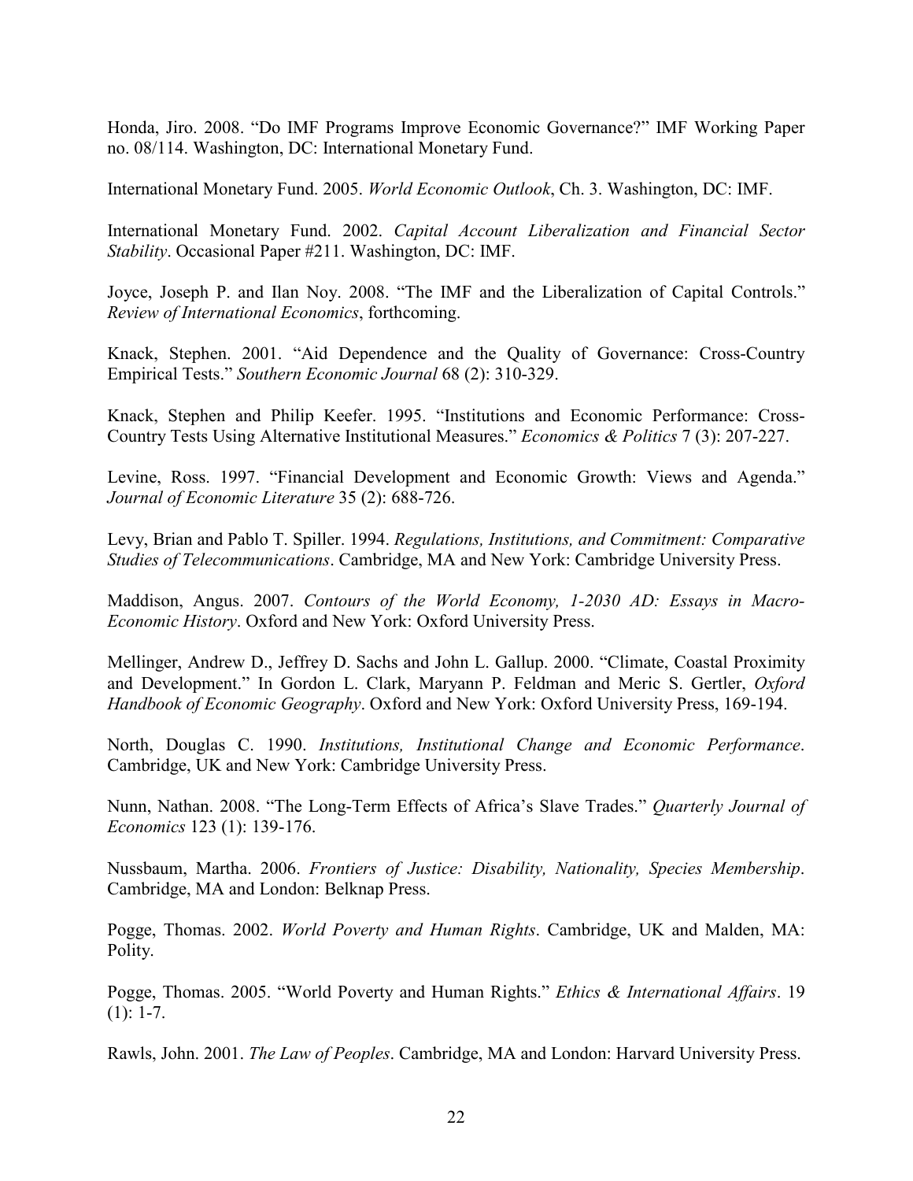Honda, Jiro. 2008. "Do IMF Programs Improve Economic Governance?" IMF Working Paper no. 08/114. Washington, DC: International Monetary Fund.

International Monetary Fund. 2005. *World Economic Outlook*, Ch. 3. Washington, DC: IMF.

International Monetary Fund. 2002. *Capital Account Liberalization and Financial Sector Stability*. Occasional Paper #211. Washington, DC: IMF.

Joyce, Joseph P. and Ilan Noy. 2008. "The IMF and the Liberalization of Capital Controls." *Review of International Economics*, forthcoming.

Knack, Stephen. 2001. "Aid Dependence and the Quality of Governance: Cross-Country Empirical Tests." *Southern Economic Journal* 68 (2): 310-329.

Knack, Stephen and Philip Keefer. 1995. "Institutions and Economic Performance: Cross-Country Tests Using Alternative Institutional Measures." *Economics & Politics* 7 (3): 207-227.

Levine, Ross. 1997. "Financial Development and Economic Growth: Views and Agenda." *Journal of Economic Literature* 35 (2): 688-726.

Levy, Brian and Pablo T. Spiller. 1994. *Regulations, Institutions, and Commitment: Comparative Studies of Telecommunications*. Cambridge, MA and New York: Cambridge University Press.

Maddison, Angus. 2007. *Contours of the World Economy, 1-2030 AD: Essays in Macro-Economic History*. Oxford and New York: Oxford University Press.

Mellinger, Andrew D., Jeffrey D. Sachs and John L. Gallup. 2000. "Climate, Coastal Proximity and Development." In Gordon L. Clark, Maryann P. Feldman and Meric S. Gertler, *Oxford Handbook of Economic Geography*. Oxford and New York: Oxford University Press, 169-194.

North, Douglas C. 1990. *Institutions, Institutional Change and Economic Performance*. Cambridge, UK and New York: Cambridge University Press.

Nunn, Nathan. 2008. "The Long-Term Effects of Africa's Slave Trades." *Quarterly Journal of Economics* 123 (1): 139-176.

Nussbaum, Martha. 2006. *Frontiers of Justice: Disability, Nationality, Species Membership*. Cambridge, MA and London: Belknap Press.

Pogge, Thomas. 2002. *World Poverty and Human Rights*. Cambridge, UK and Malden, MA: Polity.

Pogge, Thomas. 2005. "World Poverty and Human Rights." *Ethics & International Affairs*. 19 (1): 1-7.

Rawls, John. 2001. *The Law of Peoples*. Cambridge, MA and London: Harvard University Press.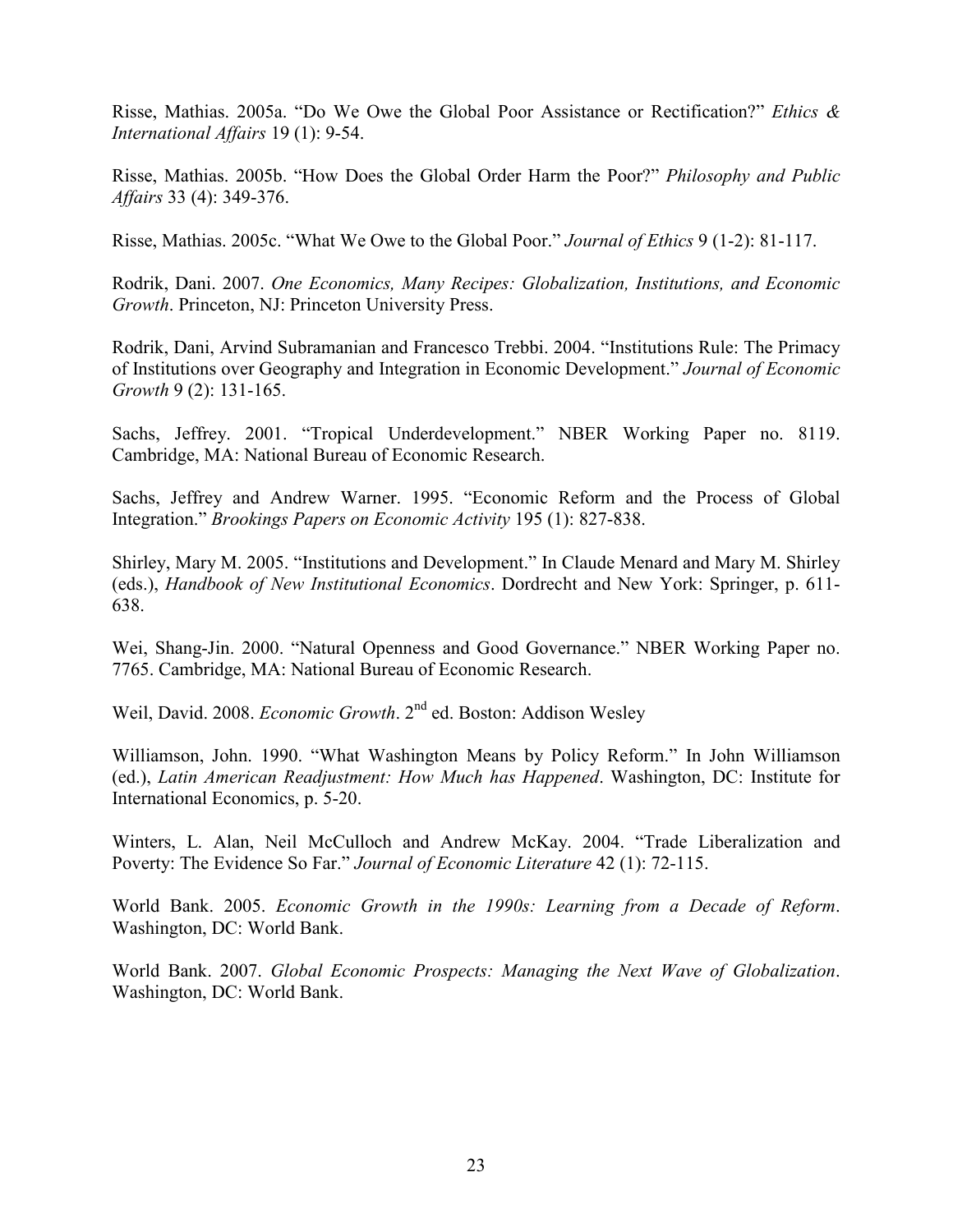Risse, Mathias. 2005a. “Do We Owe the Global Poor Assistance or Rectification?” *Ethics & International Affairs* 19 (1): 9-54.

Risse, Mathias. 2005b. “How Does the Global Order Harm the Poor?” *Philosophy and Public Affairs* 33 (4): 349-376.

Risse, Mathias. 2005c. “What We Owe to the Global Poor.” *Journal of Ethics* 9 (1-2): 81-117.

Rodrik, Dani. 2007. *One Economics, Many Recipes: Globalization, Institutions, and Economic Growth*. Princeton, NJ: Princeton University Press.

Rodrik, Dani, Arvind Subramanian and Francesco Trebbi. 2004. “Institutions Rule: The Primacy of Institutions over Geography and Integration in Economic Development.” *Journal of Economic Growth* 9 (2): 131-165.

Sachs, Jeffrey. 2001. “Tropical Underdevelopment.” NBER Working Paper no. 8119. Cambridge, MA: National Bureau of Economic Research.

Sachs, Jeffrey and Andrew Warner. 1995. “Economic Reform and the Process of Global Integration.” *Brookings Papers on Economic Activity* 195 (1): 827-838.

Shirley, Mary M. 2005. “Institutions and Development.” In Claude Menard and Mary M. Shirley (eds.), *Handbook of New Institutional Economics*. Dordrecht and New York: Springer, p. 611-638.

Wei, Shang-Jin. 2000. “Natural Openness and Good Governance.” NBER Working Paper no. 7765. Cambridge, MA: National Bureau of Economic Research.

Weil, David. 2008. *Economic Growth*. 2nd ed. Boston: Addison Wesley

Williamson, John. 1990. “What Washington Means by Policy Reform.” In John Williamson (ed.), *Latin American Readjustment: How Much has Happened*. Washington, DC: Institute for International Economics, p. 5-20.

Winters, L. Alan, Neil McCulloch and Andrew McKay. 2004. “Trade Liberalization and Poverty: The Evidence So Far.” *Journal of Economic Literature* 42 (1): 72-115.

World Bank. 2005. *Economic Growth in the 1990s: Learning from a Decade of Reform*. Washington, DC: World Bank.

World Bank. 2007. *Global Economic Prospects: Managing the Next Wave of Globalization*. Washington, DC: World Bank.